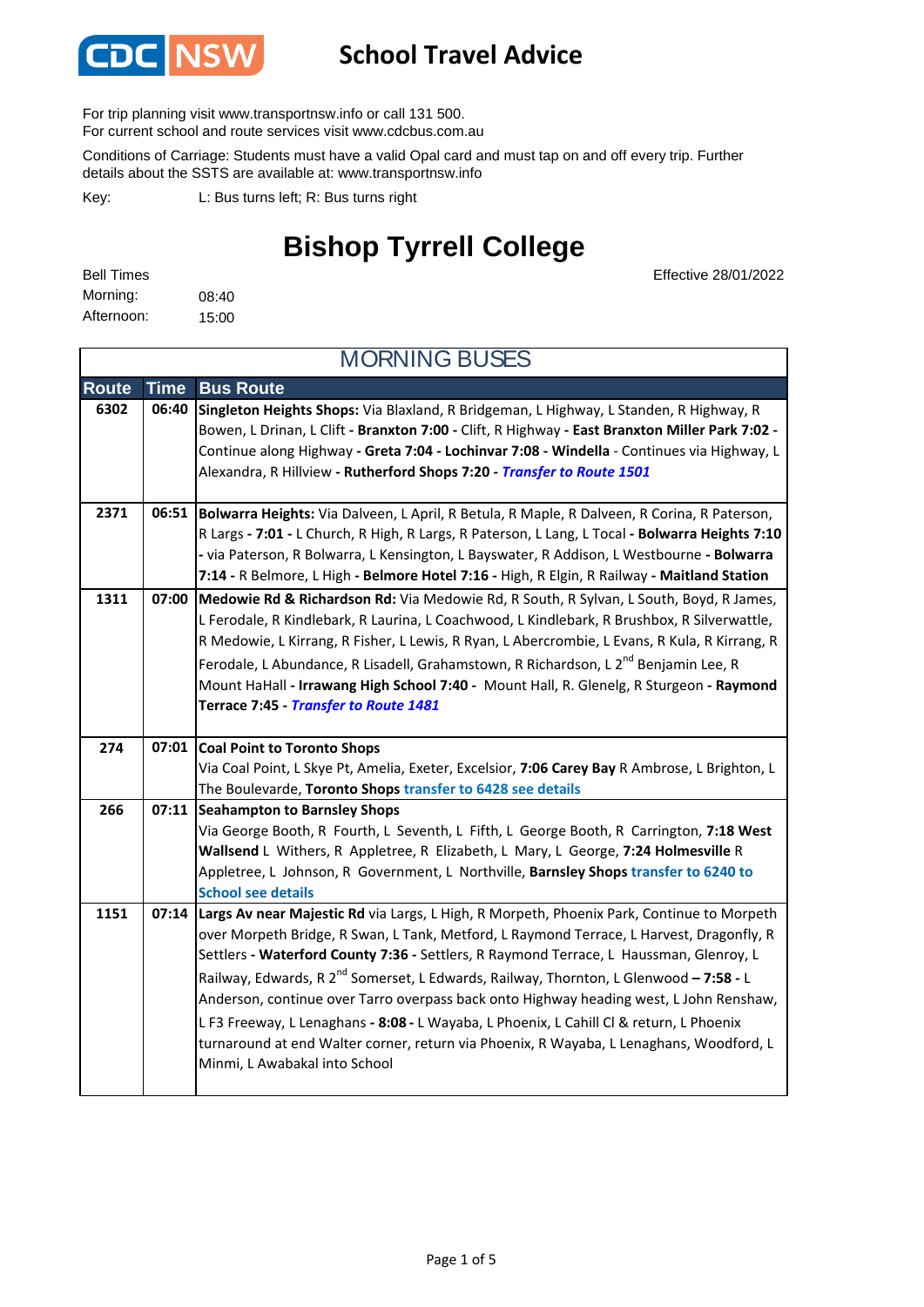CDC NSW

# School Travel Advice

For trip planning visit www.transportnsw.info or call 131 500.
For current school and route services visit www.cdcbus.com.au

Conditions of Carriage: Students must have a valid Opal card and must tap on and off every trip. Further details about the SSTS are available at: www.transportnsw.info

Key: L: Bus turns left; R: Bus turns right

## Bishop Tyrrell College

Bell Times
Morning: 08:40
Afternoon: 15:00

Effective 28/01/2022

### MORNING BUSES

| Route | Time | Bus Route |
|---|---|---|
| 6302 | 06:40 | **Singleton Heights Shops:** Via Blaxland, R Bridgeman, L Highway, L Standen, R Highway, R Bowen, L Drinan, L Clift **- Branxton 7:00 -** Clift, R Highway **- East Branxton Miller Park 7:02 -** Continue along Highway **- Greta 7:04 - Lochinvar 7:08 - Windella** - Continues via Highway, L Alexandra, R Hillview **- Rutherford Shops 7:20 -** ***Transfer to Route 1501*** |
| 2371 | 06:51 | **Bolwarra Heights:** Via Dalveen, L April, R Betula, R Maple, R Dalveen, R Corina, R Paterson, R Largs **- 7:01 -** L Church, R High, R Largs, R Paterson, L Lang, L Tocal **- Bolwarra Heights 7:10 -** via Paterson, R Bolwarra, L Kensington, L Bayswater, R Addison, L Westbourne **- Bolwarra 7:14 -** R Belmore, L High **- Belmore Hotel 7:16 -** High, R Elgin, R Railway **- Maitland Station** |
| 1311 | 07:00 | **Medowie Rd & Richardson Rd:** Via Medowie Rd, R South, R Sylvan, L South, Boyd, R James, L Ferodale, R Kindlebark, R Laurina, L Coachwood, L Kindlebark, R Brushbox, R Silverwattle, R Medowie, L Kirrang, R Fisher, L Lewis, R Ryan, L Abercrombie, L Evans, R Kula, R Kirrang, R Ferodale, L Abundance, R Lisadell, Grahamstown, R Richardson, L 2nd Benjamin Lee, R Mount HaHall **- Irrawang High School 7:40 -** Mount Hall, R. Glenelg, R Sturgeon **- Raymond Terrace 7:45 -** ***Transfer to Route 1481*** |
| 274 | 07:01 | **Coal Point to Toronto Shops** Via Coal Point, L Skye Pt, Amelia, Exeter, Excelsior, **7:06 Carey Bay** R Ambrose, L Brighton, L The Boulevarde, **Toronto Shops** **transfer to 6428 see details** |
| 266 | 07:11 | **Seahampton to Barnsley Shops** Via George Booth, R Fourth, L Seventh, L Fifth, L George Booth, R Carrington, **7:18 West Wallsend** L Withers, R Appletree, R Elizabeth, L Mary, L George, **7:24 Holmesville** R Appletree, L Johnson, R Government, L Northville, **Barnsley Shops** **transfer to 6240 to School see details** |
| 1151 | 07:14 | **Largs Av near Majestic Rd** via Largs, L High, R Morpeth, Phoenix Park, Continue to Morpeth over Morpeth Bridge, R Swan, L Tank, Metford, L Raymond Terrace, L Harvest, Dragonfly, R Settlers **- Waterford County 7:36 -** Settlers, R Raymond Terrace, L Haussman, Glenroy, L Railway, Edwards, R 2nd Somerset, L Edwards, Railway, Thornton, L Glenwood **– 7:58 -** L Anderson, continue over Tarro overpass back onto Highway heading west, L John Renshaw, L F3 Freeway, L Lenaghans **- 8:08 -** L Wayaba, L Phoenix, L Cahill Cl & return, L Phoenix turnaround at end Walter corner, return via Phoenix, R Wayaba, L Lenaghans, Woodford, L Minmi, L Awabakal into School |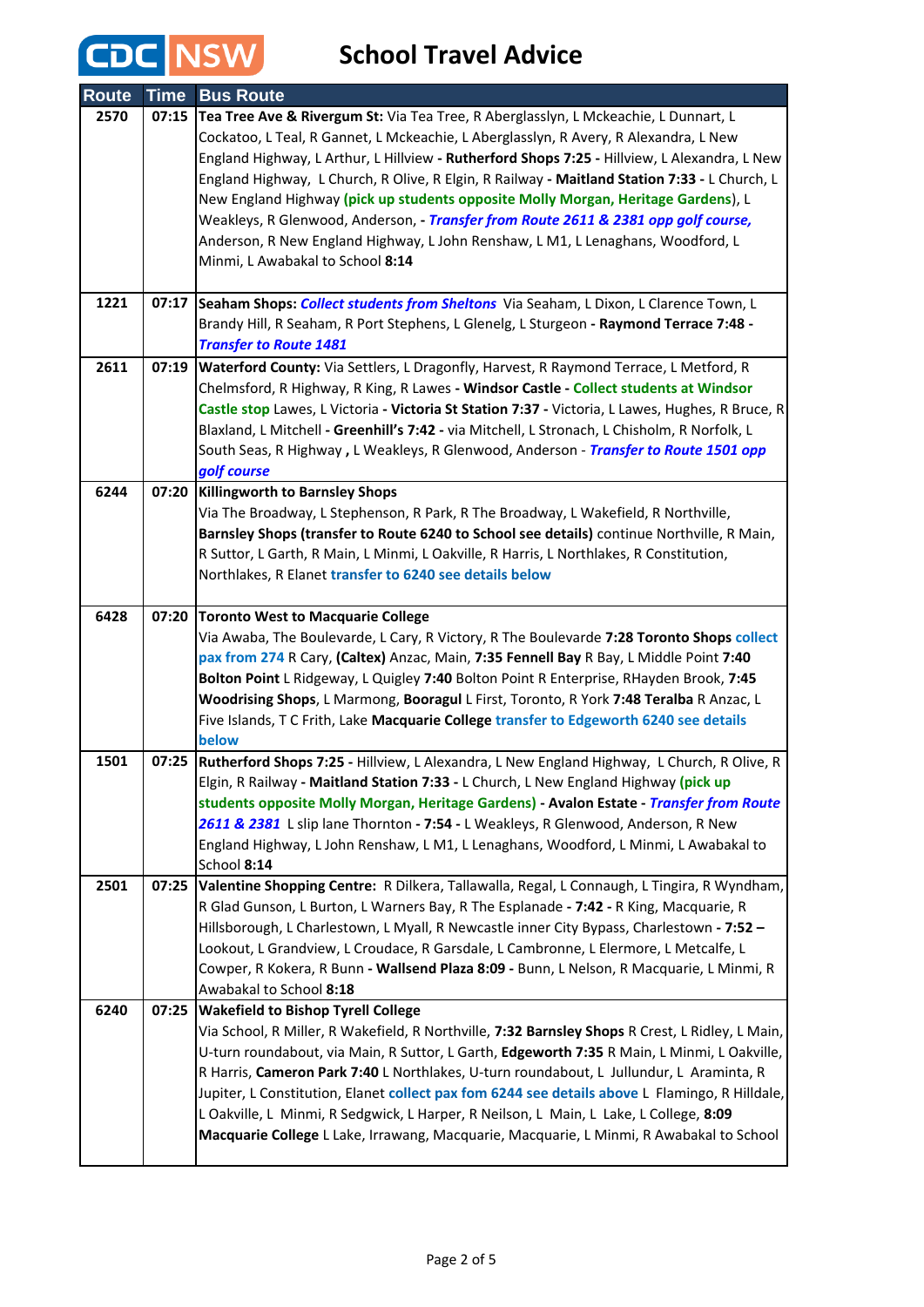# School Travel Advice

| Route | Time | Bus Route |
|---|---|---|
| 2570 | 07:15 | **Tea Tree Ave & Rivergum St:** Via Tea Tree, R Aberglasslyn, L Mckeachie, L Dunnart, L Cockatoo, L Teal, R Gannet, L Mckeachie, L Aberglasslyn, R Avery, R Alexandra, L New England Highway, L Arthur, L Hillview - **Rutherford Shops 7:25** - Hillview, L Alexandra, L New England Highway, L Church, R Olive, R Elgin, R Railway - **Maitland Station 7:33** - L Church, L New England Highway **(pick up students opposite Molly Morgan, Heritage Gardens)**, L Weakleys, R Glenwood, Anderson, - ***Transfer from Route 2611 & 2381 opp golf course,*** Anderson, R New England Highway, L John Renshaw, L M1, L Lenaghans, Woodford, L Minmi, L Awabakal to School **8:14** |
| 1221 | 07:17 | **Seaham Shops:** ***Collect students from Sheltons*** Via Seaham, L Dixon, L Clarence Town, L Brandy Hill, R Seaham, R Port Stephens, L Glenelg, L Sturgeon - **Raymond Terrace 7:48 -** ***Transfer to Route 1481*** |
| 2611 | 07:19 | **Waterford County:** Via Settlers, L Dragonfly, Harvest, R Raymond Terrace, L Metford, R Chelmsford, R Highway, R King, R Lawes - **Windsor Castle - Collect students at Windsor Castle stop** Lawes, L Victoria - **Victoria St Station 7:37** - Victoria, L Lawes, Hughes, R Bruce, R Blaxland, L Mitchell - **Greenhill's 7:42** - via Mitchell, L Stronach, L Chisholm, R Norfolk, L South Seas, R Highway **,** L Weakleys, R Glenwood, Anderson - ***Transfer to Route 1501 opp golf course*** |
| 6244 | 07:20 | **Killingworth to Barnsley Shops** Via The Broadway, L Stephenson, R Park, R The Broadway, L Wakefield, R Northville, **Barnsley Shops (transfer to Route 6240 to School see details)** continue Northville, R Main, R Suttor, L Garth, R Main, L Minmi, L Oakville, R Harris, L Northlakes, R Constitution, Northlakes, R Elanet **transfer to 6240 see details below** |
| 6428 | 07:20 | **Toronto West to Macquarie College** Via Awaba, The Boulevarde, L Cary, R Victory, R The Boulevarde **7:28 Toronto Shops collect pax from 274** R Cary, **(Caltex)** Anzac, Main, **7:35 Fennell Bay** R Bay, L Middle Point **7:40 Bolton Point** L Ridgeway, L Quigley **7:40** Bolton Point R Enterprise, RHayden Brook, **7:45 Woodrising Shops**, L Marmong, **Booragul** L First, Toronto, R York **7:48 Teralba** R Anzac, L Five Islands, T C Frith, Lake **Macquarie College transfer to Edgeworth 6240 see details below** |
| 1501 | 07:25 | **Rutherford Shops 7:25** - Hillview, L Alexandra, L New England Highway, L Church, R Olive, R Elgin, R Railway - **Maitland Station 7:33** - L Church, L New England Highway **(pick up students opposite Molly Morgan, Heritage Gardens)** - **Avalon Estate** - ***Transfer from Route 2611 & 2381*** L slip lane Thornton - **7:54** - L Weakleys, R Glenwood, Anderson, R New England Highway, L John Renshaw, L M1, L Lenaghans, Woodford, L Minmi, L Awabakal to School **8:14** |
| 2501 | 07:25 | **Valentine Shopping Centre:** R Dilkera, Tallawalla, Regal, L Connaugh, L Tingira, R Wyndham, R Glad Gunson, L Burton, L Warners Bay, R The Esplanade - **7:42** - R King, Macquarie, R Hillsborough, L Charlestown, L Myall, R Newcastle inner City Bypass, Charlestown - **7:52 –** Lookout, L Grandview, L Croudace, R Garsdale, L Cambronne, L Elermore, L Metcalfe, L Cowper, R Kokera, R Bunn - **Wallsend Plaza 8:09** - Bunn, L Nelson, R Macquarie, L Minmi, R Awabakal to School **8:18** |
| 6240 | 07:25 | **Wakefield to Bishop Tyrell College** Via School, R Miller, R Wakefield, R Northville, **7:32 Barnsley Shops** R Crest, L Ridley, L Main, U-turn roundabout, via Main, R Suttor, L Garth, **Edgeworth 7:35** R Main, L Minmi, L Oakville, R Harris, **Cameron Park 7:40** L Northlakes, U-turn roundabout, L Jullundur, L Araminta, R Jupiter, L Constitution, Elanet **collect pax fom 6244 see details above** L Flamingo, R Hilldale, L Oakville, L Minmi, R Sedgwick, L Harper, R Neilson, L Main, L Lake, L College, **8:09 Macquarie College** L Lake, Irrawang, Macquarie, Macquarie, L Minmi, R Awabakal to School |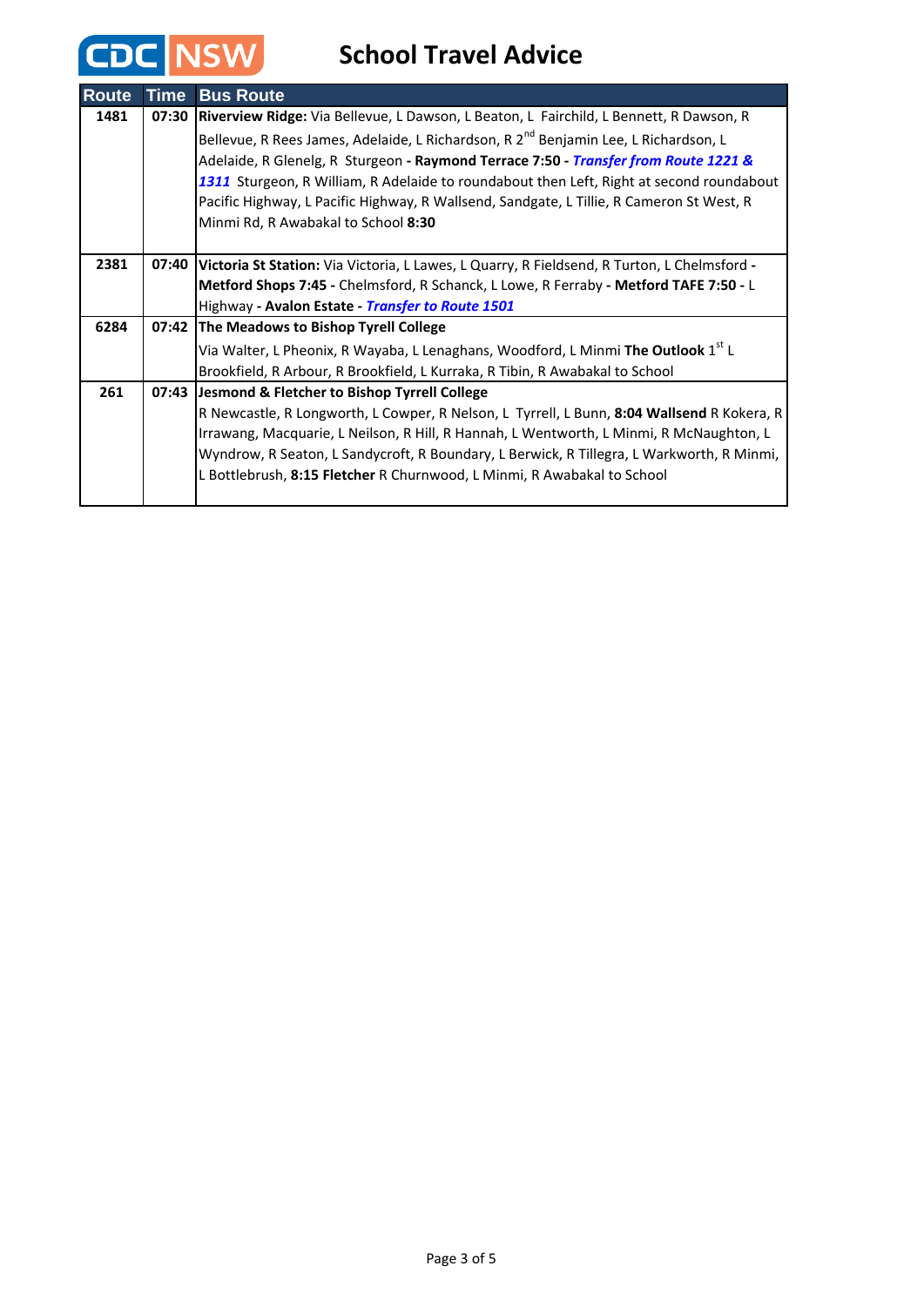# CDC NSW School Travel Advice

| Route | Time | Bus Route |
|---|---|---|
| 1481 | 07:30 | **Riverview Ridge:** Via Bellevue, L Dawson, L Beaton, L Fairchild, L Bennett, R Dawson, R Bellevue, R Rees James, Adelaide, L Richardson, R 2nd Benjamin Lee, L Richardson, L Adelaide, R Glenelg, R Sturgeon **- Raymond Terrace 7:50 -** ***Transfer from Route 1221 & 1311*** Sturgeon, R William, R Adelaide to roundabout then Left, Right at second roundabout Pacific Highway, L Pacific Highway, R Wallsend, Sandgate, L Tillie, R Cameron St West, R Minmi Rd, R Awabakal to School **8:30** |
| 2381 | 07:40 | **Victoria St Station:** Via Victoria, L Lawes, L Quarry, R Fieldsend, R Turton, L Chelmsford **- Metford Shops 7:45 -** Chelmsford, R Schanck, L Lowe, R Ferraby **- Metford TAFE 7:50 -** L Highway **- Avalon Estate -** ***Transfer to Route 1501*** |
| 6284 | 07:42 | **The Meadows to Bishop Tyrell College** Via Walter, L Pheonix, R Wayaba, L Lenaghans, Woodford, L Minmi **The Outlook** 1st L Brookfield, R Arbour, R Brookfield, L Kurraka, R Tibin, R Awabakal to School |
| 261 | 07:43 | **Jesmond & Fletcher to Bishop Tyrell College** R Newcastle, R Longworth, L Cowper, R Nelson, L Tyrrell, L Bunn, **8:04 Wallsend** R Kokera, R Irrawang, Macquarie, L Neilson, R Hill, R Hannah, L Wentworth, L Minmi, R McNaughton, L Wyndrow, R Seaton, L Sandycroft, R Boundary, L Berwick, R Tillegra, L Warkworth, R Minmi, L Bottlebrush, **8:15 Fletcher** R Churnwood, L Minmi, R Awabakal to School |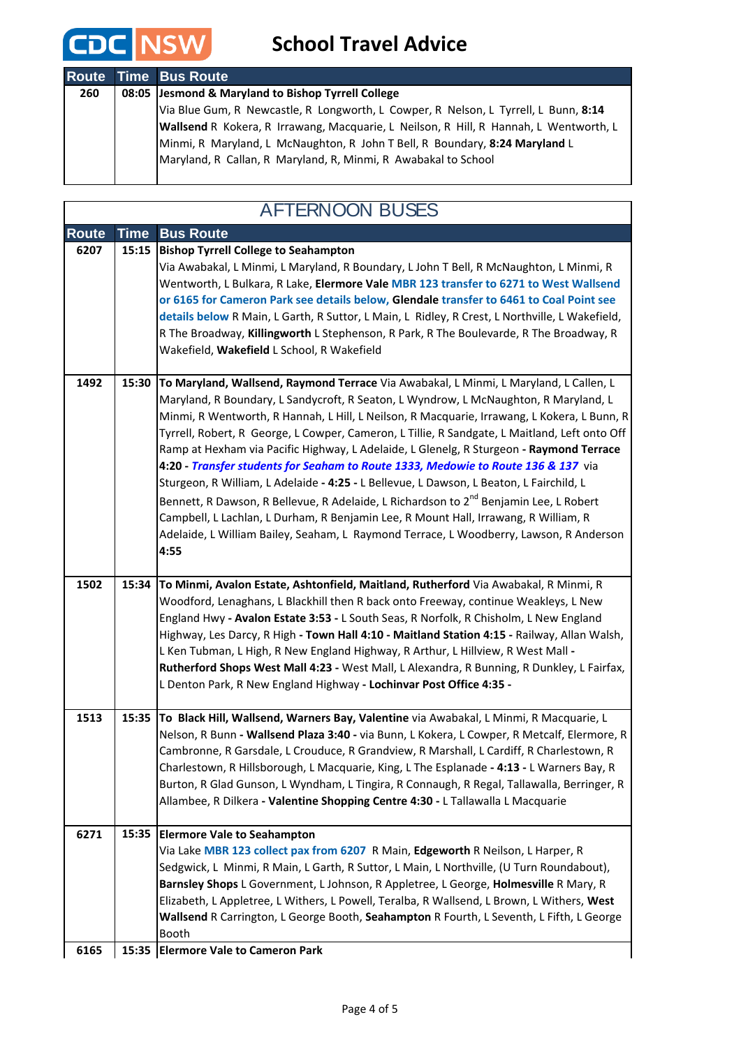# School Travel Advice

| Route | Time | Bus Route |
|---|---|---|
| 260 | 08:05 | **Jesmond & Maryland to Bishop Tyrrell College** Via Blue Gum, R Newcastle, R Longworth, L Cowper, R Nelson, L Tyrrell, L Bunn, **8:14 Wallsend** R Kokera, R Irrawang, Macquarie, L Neilson, R Hill, R Hannah, L Wentworth, L Minmi, R Maryland, L McNaughton, R John T Bell, R Boundary, **8:24 Maryland** L Maryland, R Callan, R Maryland, R, Minmi, R Awabakal to School |

## AFTERNOON BUSES

| Route | Time | Bus Route |
|---|---|---|
| 6207 | 15:15 | **Bishop Tyrrell College to Seahampton** Via Awabakal, L Minmi, L Maryland, R Boundary, L John T Bell, R McNaughton, L Minmi, R Wentworth, L Bulkara, R Lake, **Elermore Vale** MBR 123 transfer to 6271 to West Wallsend or 6165 for Cameron Park see details below, **Glendale** transfer to 6461 to Coal Point see details below R Main, L Garth, R Suttor, L Main, L Ridley, R Crest, L Northville, L Wakefield, R The Broadway, **Killingworth** L Stephenson, R Park, R The Boulevarde, R The Broadway, R Wakefield, **Wakefield** L School, R Wakefield |
| 1492 | 15:30 | **To Maryland, Wallsend, Raymond Terrace** Via Awabakal, L Minmi, L Maryland, L Callen, L Maryland, R Boundary, L Sandycroft, R Seaton, L Wyndrow, L McNaughton, R Maryland, L Minmi, R Wentworth, R Hannah, L Hill, L Neilson, R Macquarie, Irrawang, L Kokera, L Bunn, R Tyrrell, Robert, R George, L Cowper, Cameron, L Tillie, R Sandgate, L Maitland, Left onto Off Ramp at Hexham via Pacific Highway, L Adelaide, L Glenelg, R Sturgeon - **Raymond Terrace 4:20** - ***Transfer students for Seaham to Route 1333, Medowie to Route 136 & 137*** via Sturgeon, R William, L Adelaide - **4:25** - L Bellevue, L Dawson, L Beaton, L Fairchild, L Bennett, R Dawson, R Bellevue, R Adelaide, L Richardson to 2nd Benjamin Lee, L Robert Campbell, L Lachlan, L Durham, R Benjamin Lee, R Mount Hall, Irrawang, R William, R Adelaide, L William Bailey, Seaham, L Raymond Terrace, L Woodberry, Lawson, R Anderson **4:55** |
| 1502 | 15:34 | **To Minmi, Avalon Estate, Ashtonfield, Maitland, Rutherford** Via Awabakal, R Minmi, R Woodford, Lenaghans, L Blackhill then R back onto Freeway, continue Weakleys, L New England Hwy - **Avalon Estate 3:53** - L South Seas, R Norfolk, R Chisholm, L New England Highway, Les Darcy, R High - **Town Hall 4:10** - **Maitland Station 4:15** - Railway, Allan Walsh, L Ken Tubman, L High, R New England Highway, R Arthur, L Hillview, R West Mall - **Rutherford Shops West Mall 4:23** - West Mall, L Alexandra, R Bunning, R Dunkley, L Fairfax, L Denton Park, R New England Highway - **Lochinvar Post Office 4:35** - |
| 1513 | 15:35 | **To Black Hill, Wallsend, Warners Bay, Valentine** via Awabakal, L Minmi, R Macquarie, L Nelson, R Bunn - **Wallsend Plaza 3:40** - via Bunn, L Kokera, L Cowper, R Metcalf, Elermore, R Cambronne, R Garsdale, L Crouduce, R Grandview, R Marshall, L Cardiff, R Charlestown, R Charlestown, R Hillsborough, L Macquarie, King, L The Esplanade - **4:13** - L Warners Bay, R Burton, R Glad Gunson, L Wyndham, L Tingira, R Connaugh, R Regal, Tallawalla, Berringer, R Allambee, R Dilkera - **Valentine Shopping Centre 4:30** - L Tallawalla L Macquarie |
| 6271 | 15:35 | **Elermore Vale to Seahampton** Via Lake MBR 123 collect pax from 6207 R Main, **Edgeworth** R Neilson, L Harper, R Sedgwick, L Minmi, R Main, L Garth, R Suttor, L Main, L Northville, (U Turn Roundabout), **Barnsley Shops** L Government, L Johnson, R Appletree, L George, **Holmesville** R Mary, R Elizabeth, L Appletree, L Withers, L Powell, Teralba, R Wallsend, L Brown, L Withers, **West Wallsend** R Carrington, L George Booth, **Seahampton** R Fourth, L Seventh, L Fifth, L George Booth |
| 6165 | 15:35 | **Elermore Vale to Cameron Park** |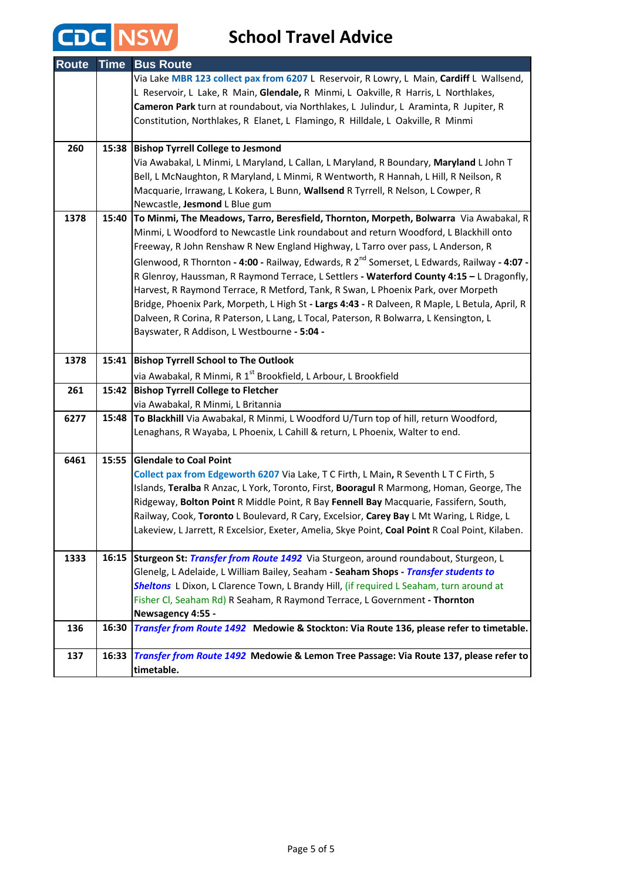# School Travel Advice

| Route | Time | Bus Route |
|---|---|---|
| | | Via Lake MBR 123 collect pax from 6207 L Reservoir, R Lowry, L Main, **Cardiff** L Wallsend, L Reservoir, L Lake, R Main, **Glendale,** R Minmi, L Oakville, R Harris, L Northlakes, **Cameron Park** turn at roundabout, via Northlakes, L Julindur, L Araminta, R Jupiter, R Constitution, Northlakes, R Elanet, L Flamingo, R Hilldale, L Oakville, R Minmi |
| 260 | 15:38 | **Bishop Tyrrell College to Jesmond** Via Awabakal, L Minmi, L Maryland, L Callan, L Maryland, R Boundary, **Maryland** L John T Bell, L McNaughton, R Maryland, L Minmi, R Wentworth, R Hannah, L Hill, R Neilson, R Macquarie, Irrawang, L Kokera, L Bunn, **Wallsend** R Tyrrell, R Nelson, L Cowper, R Newcastle, **Jesmond** L Blue gum |
| 1378 | 15:40 | **To Minmi, The Meadows, Tarro, Beresfield, Thornton, Morpeth, Bolwarra** Via Awabakal, R Minmi, L Woodford to Newcastle Link roundabout and return Woodford, L Blackhill onto Freeway, R John Renshaw R New England Highway, L Tarro over pass, L Anderson, R Glenwood, R Thornton **- 4:00 -** Railway, Edwards, R 2nd Somerset, L Edwards, Railway **- 4:07 -** R Glenroy, Haussman, R Raymond Terrace, L Settlers **- Waterford County 4:15 –** L Dragonfly, Harvest, R Raymond Terrace, R Metford, Tank, R Swan, L Phoenix Park, over Morpeth Bridge, Phoenix Park, Morpeth, L High St **- Largs 4:43 -** R Dalveen, R Maple, L Betula, April, R Dalveen, R Corina, R Paterson, L Lang, L Tocal, Paterson, R Bolwarra, L Kensington, L Bayswater, R Addison, L Westbourne **- 5:04 -** |
| 1378 | 15:41 | **Bishop Tyrrell School to The Outlook** via Awabakal, R Minmi, R 1st Brookfield, L Arbour, L Brookfield |
| 261 | 15:42 | **Bishop Tyrrell College to Fletcher** via Awabakal, R Minmi, L Britannia |
| 6277 | 15:48 | **To Blackhill** Via Awabakal, R Minmi, L Woodford U/Turn top of hill, return Woodford, Lenaghans, R Wayaba, L Phoenix, L Cahill & return, L Phoenix, Walter to end. |
| 6461 | 15:55 | **Glendale to Coal Point** Collect pax from Edgeworth 6207 Via Lake, T C Firth, L Main, R Seventh L T C Firth, 5 Islands, **Teralba** R Anzac, L York, Toronto, First, **Booragul** R Marmong, Homan, George, The Ridgeway, **Bolton Point** R Middle Point, R Bay **Fennell Bay** Macquarie, Fassifern, South, Railway, Cook, **Toronto** L Boulevard, R Cary, Excelsior, **Carey Bay** L Mt Waring, L Ridge, L Lakeview, L Jarrett, R Excelsior, Exeter, Amelia, Skye Point, **Coal Point** R Coal Point, Kilaben. |
| 1333 | 16:15 | **Sturgeon St:** ***Transfer from Route 1492*** Via Sturgeon, around roundabout, Sturgeon, L Glenelg, L Adelaide, L William Bailey, Seaham **- Seaham Shops -** ***Transfer students to Sheltons*** L Dixon, L Clarence Town, L Brandy Hill, (if required L Seaham, turn around at Fisher Cl, Seaham Rd) R Seaham, R Raymond Terrace, L Government **- Thornton Newsagency 4:55 -** |
| 136 | 16:30 | ***Transfer from Route 1492*** **Medowie & Stockton: Via Route 136, please refer to timetable.** |
| 137 | 16:33 | ***Transfer from Route 1492*** **Medowie & Lemon Tree Passage: Via Route 137, please refer to timetable.** |